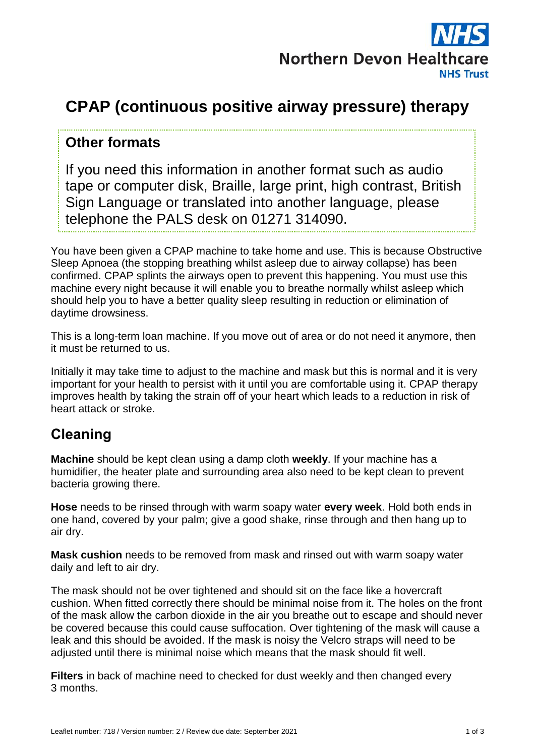Northern Devon Healthcare NHS Trust

# CPAP (continuous positive airway pressure) therapy

## Other formats

If you need this information in another format such as audio tape or computer disk, Braille, large print, high contrast, British Sign Language or translated into another language, please telephone the PALS desk on 01271 314090.

You have been given a CPAP machine to take home and use. This is because Obstructive Sleep Apnoea (the stopping breathing whilst asleep due to airway collapse) has been confirmed. CPAP splints the airways open to prevent this happening. You must use this machine every night because it will enable you to breathe normally whilst asleep which should help you to have a better quality sleep resulting in reduction or elimination of daytime drowsiness.

This is a long-term loan machine. If you move out of area or do not need it anymore, then it must be returned to us.

Initially it may take time to adjust to the machine and mask but this is normal and it is very important for your health to persist with it until you are comfortable using it. CPAP therapy improves health by taking the strain off of your heart which leads to a reduction in risk of heart attack or stroke.

## Cleaning

**Machine** should be kept clean using a damp cloth **weekly**. If your machine has a humidifier, the heater plate and surrounding area also need to be kept clean to prevent bacteria growing there.

**Hose** needs to be rinsed through with warm soapy water **every week**. Hold both ends in one hand, covered by your palm; give a good shake, rinse through and then hang up to air dry.

**Mask cushion** needs to be removed from mask and rinsed out with warm soapy water daily and left to air dry.

The mask should not be over tightened and should sit on the face like a hovercraft cushion. When fitted correctly there should be minimal noise from it. The holes on the front of the mask allow the carbon dioxide in the air you breathe out to escape and should never be covered because this could cause suffocation. Over tightening of the mask will cause a leak and this should be avoided. If the mask is noisy the Velcro straps will need to be adjusted until there is minimal noise which means that the mask should fit well.

**Filters** in back of machine need to checked for dust weekly and then changed every 3 months.

Leaflet number: 718 / Version number: 2 / Review due date: September 2021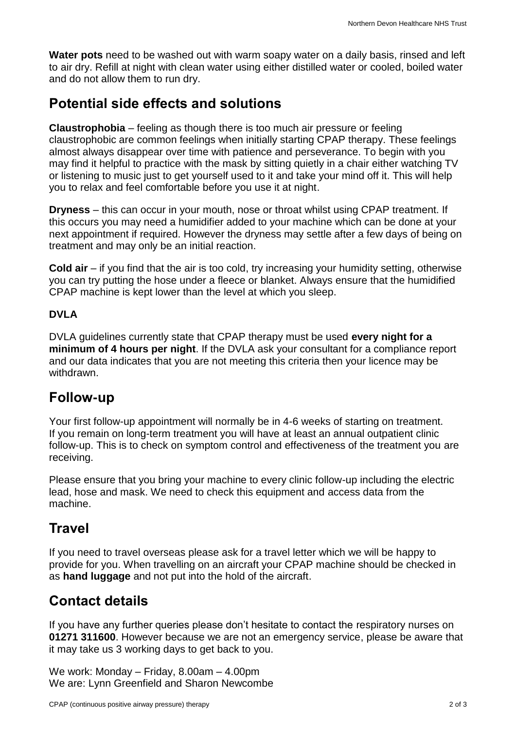**Water pots** need to be washed out with warm soapy water on a daily basis, rinsed and left to air dry. Refill at night with clean water using either distilled water or cooled, boiled water and do not allow them to run dry.

## Potential side effects and solutions

**Claustrophobia** – feeling as though there is too much air pressure or feeling claustrophobic are common feelings when initially starting CPAP therapy. These feelings almost always disappear over time with patience and perseverance. To begin with you may find it helpful to practice with the mask by sitting quietly in a chair either watching TV or listening to music just to get yourself used to it and take your mind off it. This will help you to relax and feel comfortable before you use it at night.

**Dryness** – this can occur in your mouth, nose or throat whilst using CPAP treatment. If this occurs you may need a humidifier added to your machine which can be done at your next appointment if required. However the dryness may settle after a few days of being on treatment and may only be an initial reaction.

**Cold air** – if you find that the air is too cold, try increasing your humidity setting, otherwise you can try putting the hose under a fleece or blanket. Always ensure that the humidified CPAP machine is kept lower than the level at which you sleep.

### DVLA

DVLA guidelines currently state that CPAP therapy must be used **every night for a minimum of 4 hours per night**. If the DVLA ask your consultant for a compliance report and our data indicates that you are not meeting this criteria then your licence may be withdrawn.

## Follow-up

Your first follow-up appointment will normally be in 4-6 weeks of starting on treatment. If you remain on long-term treatment you will have at least an annual outpatient clinic follow-up. This is to check on symptom control and effectiveness of the treatment you are receiving.

Please ensure that you bring your machine to every clinic follow-up including the electric lead, hose and mask. We need to check this equipment and access data from the machine.

## Travel

If you need to travel overseas please ask for a travel letter which we will be happy to provide for you. When travelling on an aircraft your CPAP machine should be checked in as **hand luggage** and not put into the hold of the aircraft.

## Contact details

If you have any further queries please don't hesitate to contact the respiratory nurses on **01271 311600**. However because we are not an emergency service, please be aware that it may take us 3 working days to get back to you.

We work: Monday – Friday, 8.00am – 4.00pm
We are: Lynn Greenfield and Sharon Newcombe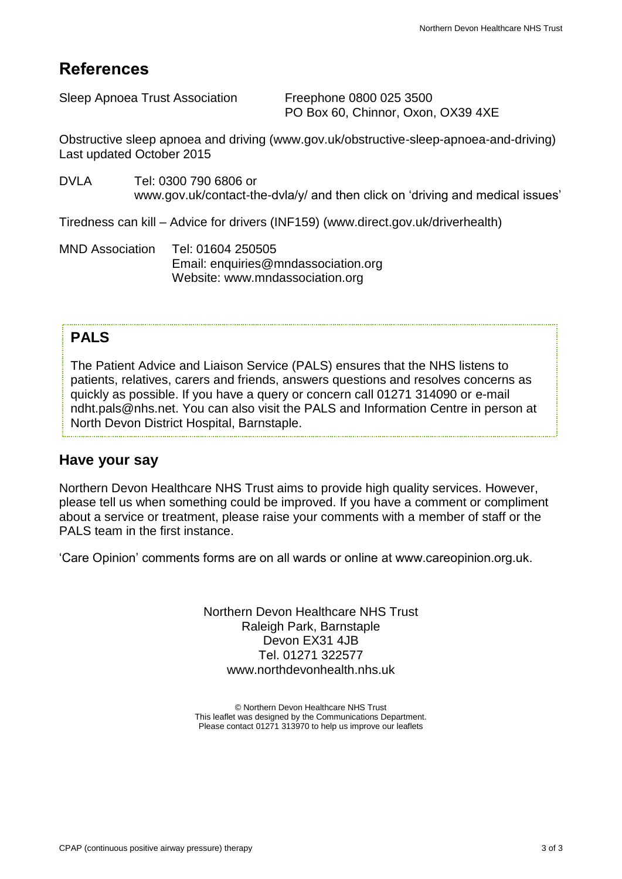## References

Sleep Apnoea Trust Association
Freephone 0800 025 3500
PO Box 60, Chinnor, Oxon, OX39 4XE

Obstructive sleep apnoea and driving (www.gov.uk/obstructive-sleep-apnoea-and-driving)
Last updated October 2015

DVLA
Tel: 0300 790 6806 or
www.gov.uk/contact-the-dvla/y/ and then click on 'driving and medical issues'

Tiredness can kill – Advice for drivers (INF159) (www.direct.gov.uk/driverhealth)

MND Association
Tel: 01604 250505
Email: enquiries@mndassociation.org
Website: www.mndassociation.org

### PALS

The Patient Advice and Liaison Service (PALS) ensures that the NHS listens to patients, relatives, carers and friends, answers questions and resolves concerns as quickly as possible. If you have a query or concern call 01271 314090 or e-mail ndht.pals@nhs.net. You can also visit the PALS and Information Centre in person at North Devon District Hospital, Barnstaple.

### Have your say

Northern Devon Healthcare NHS Trust aims to provide high quality services. However, please tell us when something could be improved. If you have a comment or compliment about a service or treatment, please raise your comments with a member of staff or the PALS team in the first instance.

'Care Opinion' comments forms are on all wards or online at www.careopinion.org.uk.

Northern Devon Healthcare NHS Trust
Raleigh Park, Barnstaple
Devon EX31 4JB
Tel. 01271 322577
www.northdevonhealth.nhs.uk

© Northern Devon Healthcare NHS Trust
This leaflet was designed by the Communications Department.
Please contact 01271 313970 to help us improve our leaflets